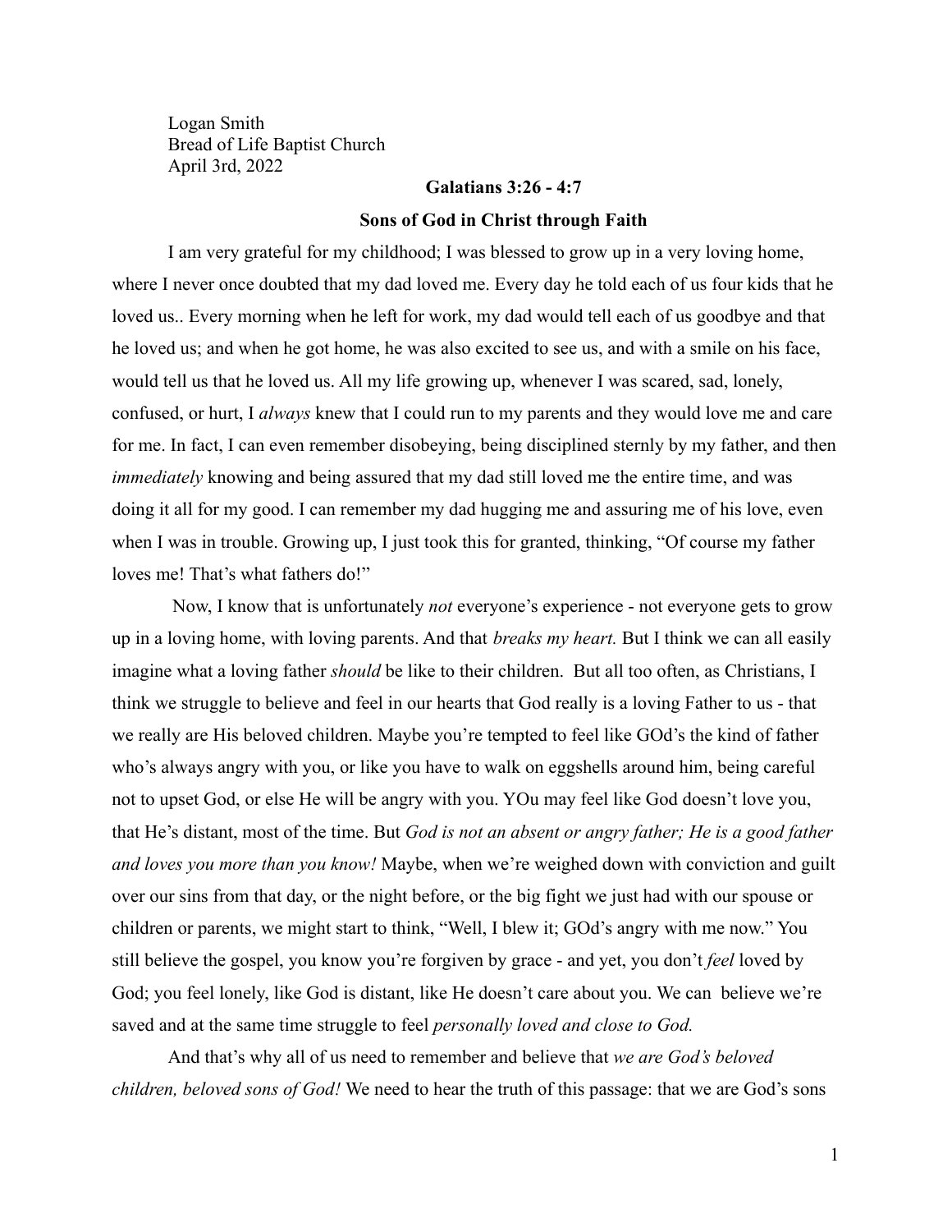Logan Smith
Bread of Life Baptist Church
April 3rd, 2022

**Galatians 3:26 - 4:7**

**Sons of God in Christ through Faith**

I am very grateful for my childhood; I was blessed to grow up in a very loving home, where I never once doubted that my dad loved me. Every day he told each of us four kids that he loved us.. Every morning when he left for work, my dad would tell each of us goodbye and that he loved us; and when he got home, he was also excited to see us, and with a smile on his face, would tell us that he loved us. All my life growing up, whenever I was scared, sad, lonely, confused, or hurt, I *always* knew that I could run to my parents and they would love me and care for me. In fact, I can even remember disobeying, being disciplined sternly by my father, and then *immediately* knowing and being assured that my dad still loved me the entire time, and was doing it all for my good. I can remember my dad hugging me and assuring me of his love, even when I was in trouble. Growing up, I just took this for granted, thinking, "Of course my father loves me! That's what fathers do!"

Now, I know that is unfortunately *not* everyone's experience - not everyone gets to grow up in a loving home, with loving parents. And that *breaks my heart.* But I think we can all easily imagine what a loving father *should* be like to their children. But all too often, as Christians, I think we struggle to believe and feel in our hearts that God really is a loving Father to us - that we really are His beloved children. Maybe you're tempted to feel like GOd's the kind of father who's always angry with you, or like you have to walk on eggshells around him, being careful not to upset God, or else He will be angry with you. YOu may feel like God doesn't love you, that He's distant, most of the time. But *God is not an absent or angry father; He is a good father and loves you more than you know!* Maybe, when we're weighed down with conviction and guilt over our sins from that day, or the night before, or the big fight we just had with our spouse or children or parents, we might start to think, "Well, I blew it; GOd's angry with me now." You still believe the gospel, you know you're forgiven by grace - and yet, you don't *feel* loved by God; you feel lonely, like God is distant, like He doesn't care about you. We can believe we're saved and at the same time struggle to feel *personally loved and close to God.*

And that's why all of us need to remember and believe that *we are God's beloved children, beloved sons of God!* We need to hear the truth of this passage: that we are God's sons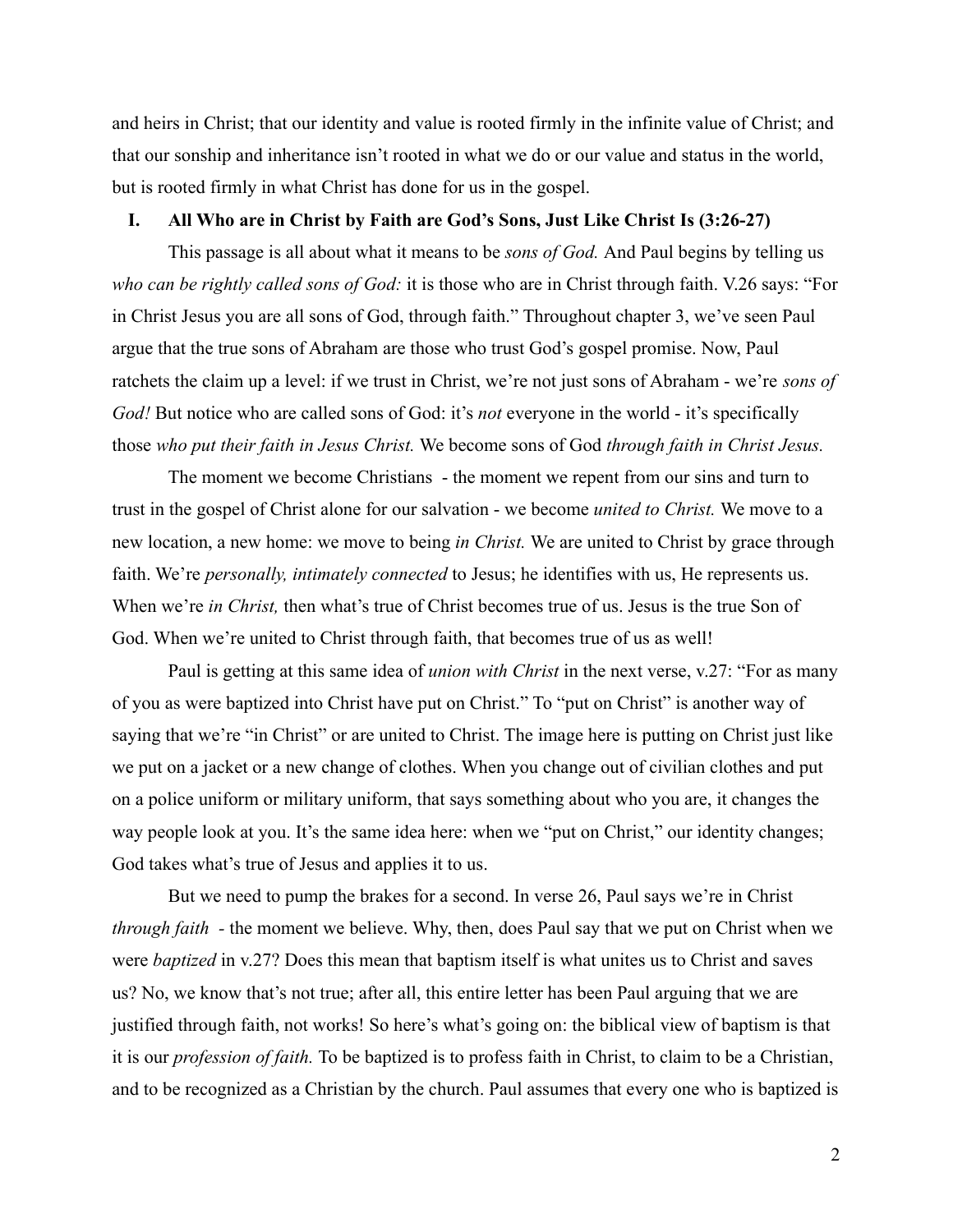and heirs in Christ; that our identity and value is rooted firmly in the infinite value of Christ; and that our sonship and inheritance isn't rooted in what we do or our value and status in the world, but is rooted firmly in what Christ has done for us in the gospel.

## I. All Who are in Christ by Faith are God's Sons, Just Like Christ Is (3:26-27)

This passage is all about what it means to be *sons of God.* And Paul begins by telling us *who can be rightly called sons of God:* it is those who are in Christ through faith. V.26 says: "For in Christ Jesus you are all sons of God, through faith." Throughout chapter 3, we've seen Paul argue that the true sons of Abraham are those who trust God's gospel promise. Now, Paul ratchets the claim up a level: if we trust in Christ, we're not just sons of Abraham - we're *sons of God!* But notice who are called sons of God: it's *not* everyone in the world - it's specifically those *who put their faith in Jesus Christ.* We become sons of God *through faith in Christ Jesus.*

The moment we become Christians - the moment we repent from our sins and turn to trust in the gospel of Christ alone for our salvation - we become *united to Christ.* We move to a new location, a new home: we move to being *in Christ.* We are united to Christ by grace through faith. We're *personally, intimately connected* to Jesus; he identifies with us, He represents us. When we're *in Christ,* then what's true of Christ becomes true of us. Jesus is the true Son of God. When we're united to Christ through faith, that becomes true of us as well!

Paul is getting at this same idea of *union with Christ* in the next verse, v.27: "For as many of you as were baptized into Christ have put on Christ." To "put on Christ" is another way of saying that we're "in Christ" or are united to Christ. The image here is putting on Christ just like we put on a jacket or a new change of clothes. When you change out of civilian clothes and put on a police uniform or military uniform, that says something about who you are, it changes the way people look at you. It's the same idea here: when we "put on Christ," our identity changes; God takes what's true of Jesus and applies it to us.

But we need to pump the brakes for a second. In verse 26, Paul says we're in Christ *through faith* - the moment we believe. Why, then, does Paul say that we put on Christ when we were *baptized* in v.27? Does this mean that baptism itself is what unites us to Christ and saves us? No, we know that's not true; after all, this entire letter has been Paul arguing that we are justified through faith, not works! So here's what's going on: the biblical view of baptism is that it is our *profession of faith.* To be baptized is to profess faith in Christ, to claim to be a Christian, and to be recognized as a Christian by the church. Paul assumes that every one who is baptized is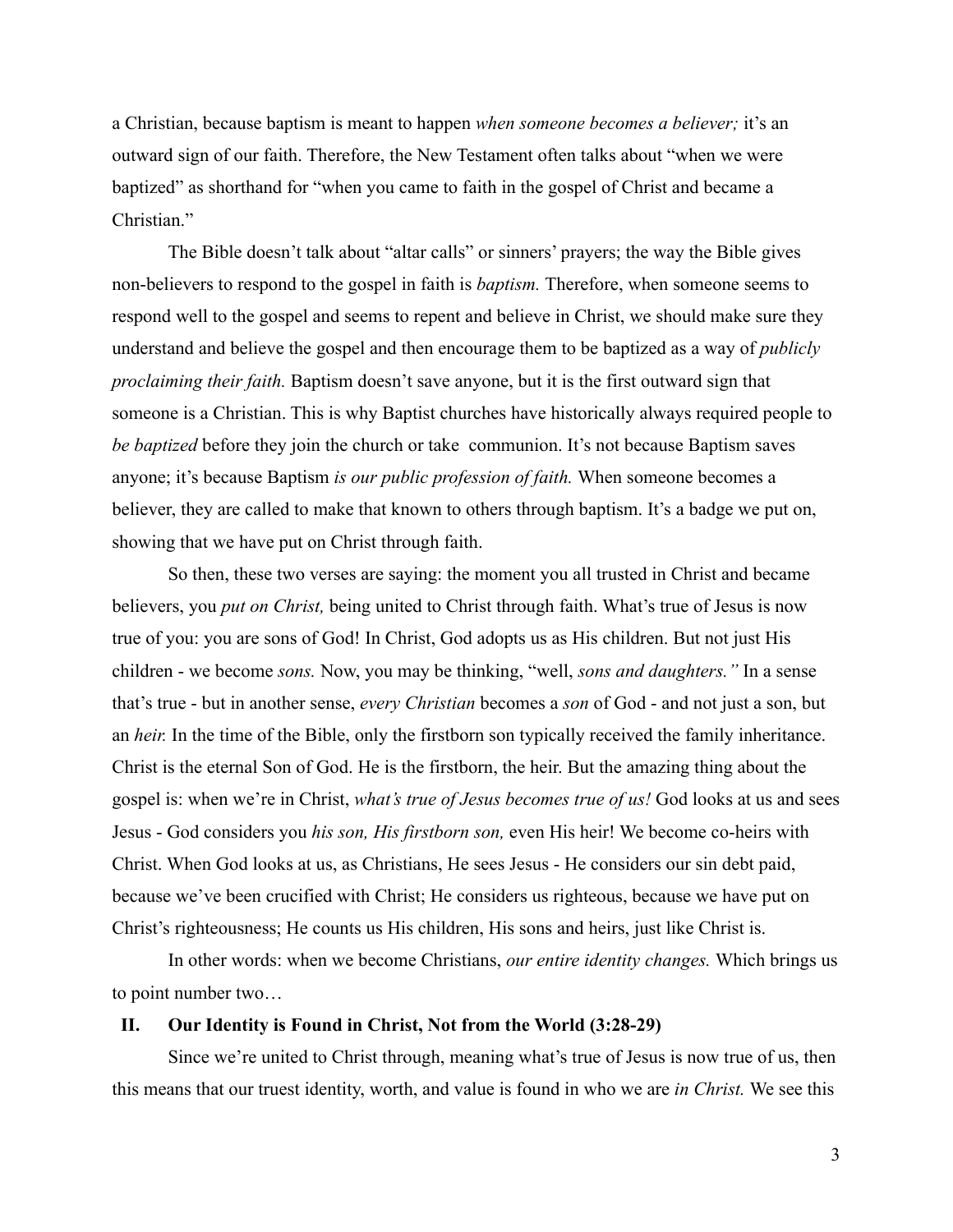a Christian, because baptism is meant to happen *when someone becomes a believer;* it's an outward sign of our faith. Therefore, the New Testament often talks about "when we were baptized" as shorthand for "when you came to faith in the gospel of Christ and became a Christian."

The Bible doesn't talk about "altar calls" or sinners' prayers; the way the Bible gives non-believers to respond to the gospel in faith is *baptism.* Therefore, when someone seems to respond well to the gospel and seems to repent and believe in Christ, we should make sure they understand and believe the gospel and then encourage them to be baptized as a way of *publicly proclaiming their faith.* Baptism doesn't save anyone, but it is the first outward sign that someone is a Christian. This is why Baptist churches have historically always required people to *be baptized* before they join the church or take communion. It's not because Baptism saves anyone; it's because Baptism *is our public profession of faith.* When someone becomes a believer, they are called to make that known to others through baptism. It's a badge we put on, showing that we have put on Christ through faith.

So then, these two verses are saying: the moment you all trusted in Christ and became believers, you *put on Christ,* being united to Christ through faith. What's true of Jesus is now true of you: you are sons of God! In Christ, God adopts us as His children. But not just His children - we become *sons.* Now, you may be thinking, "well, *sons and daughters."* In a sense that's true - but in another sense, *every Christian* becomes a *son* of God - and not just a son, but an *heir.* In the time of the Bible, only the firstborn son typically received the family inheritance. Christ is the eternal Son of God. He is the firstborn, the heir. But the amazing thing about the gospel is: when we're in Christ, *what's true of Jesus becomes true of us!* God looks at us and sees Jesus - God considers you *his son, His firstborn son,* even His heir! We become co-heirs with Christ. When God looks at us, as Christians, He sees Jesus - He considers our sin debt paid, because we've been crucified with Christ; He considers us righteous, because we have put on Christ's righteousness; He counts us His children, His sons and heirs, just like Christ is.

In other words: when we become Christians, *our entire identity changes.* Which brings us to point number two…

## II. Our Identity is Found in Christ, Not from the World (3:28-29)

Since we're united to Christ through, meaning what's true of Jesus is now true of us, then this means that our truest identity, worth, and value is found in who we are *in Christ.* We see this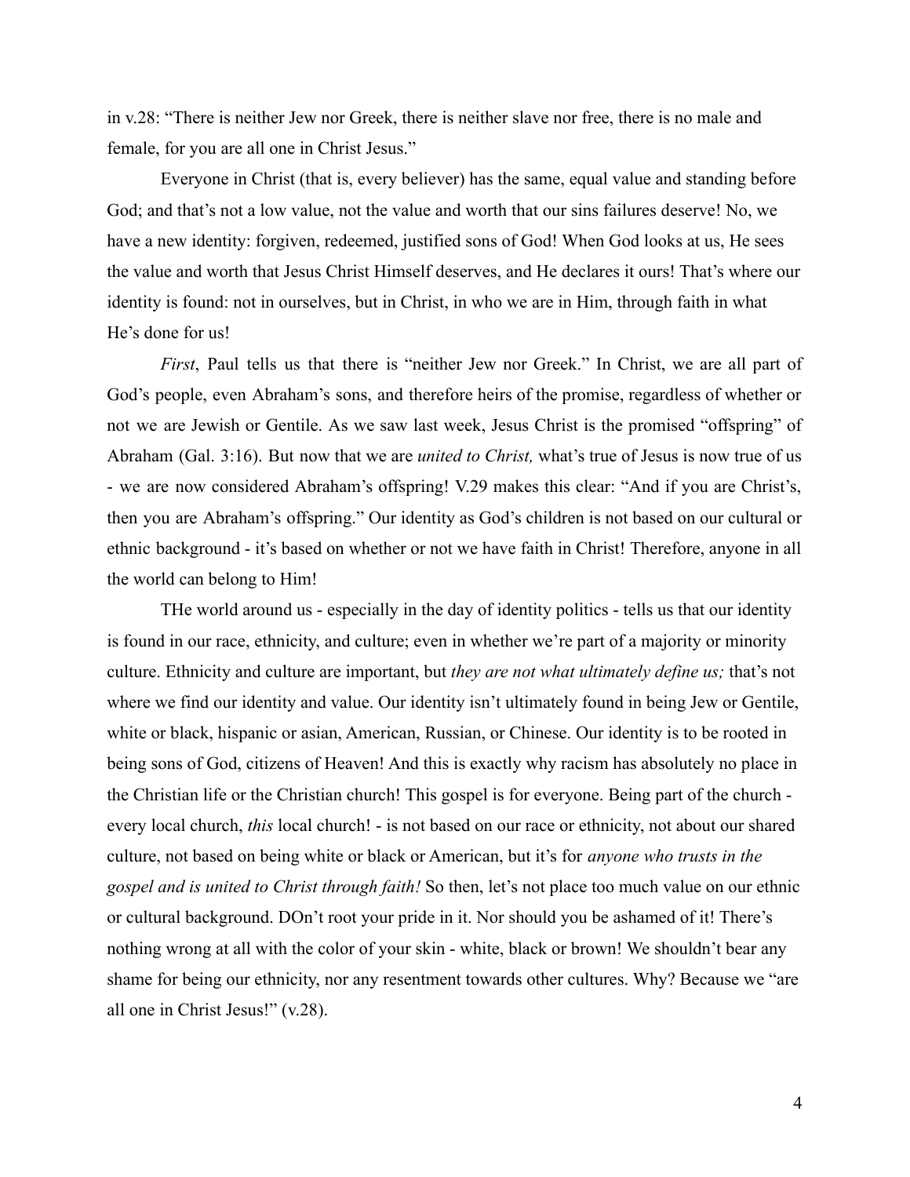in v.28: "There is neither Jew nor Greek, there is neither slave nor free, there is no male and female, for you are all one in Christ Jesus."

Everyone in Christ (that is, every believer) has the same, equal value and standing before God; and that's not a low value, not the value and worth that our sins failures deserve! No, we have a new identity: forgiven, redeemed, justified sons of God! When God looks at us, He sees the value and worth that Jesus Christ Himself deserves, and He declares it ours! That's where our identity is found: not in ourselves, but in Christ, in who we are in Him, through faith in what He's done for us!

*First*, Paul tells us that there is "neither Jew nor Greek." In Christ, we are all part of God's people, even Abraham's sons, and therefore heirs of the promise, regardless of whether or not we are Jewish or Gentile. As we saw last week, Jesus Christ is the promised "offspring" of Abraham (Gal. 3:16). But now that we are *united to Christ,* what's true of Jesus is now true of us - we are now considered Abraham's offspring! V.29 makes this clear: "And if you are Christ's, then you are Abraham's offspring." Our identity as God's children is not based on our cultural or ethnic background - it's based on whether or not we have faith in Christ! Therefore, anyone in all the world can belong to Him!

THe world around us - especially in the day of identity politics - tells us that our identity is found in our race, ethnicity, and culture; even in whether we're part of a majority or minority culture. Ethnicity and culture are important, but *they are not what ultimately define us;* that's not where we find our identity and value. Our identity isn't ultimately found in being Jew or Gentile, white or black, hispanic or asian, American, Russian, or Chinese. Our identity is to be rooted in being sons of God, citizens of Heaven! And this is exactly why racism has absolutely no place in the Christian life or the Christian church! This gospel is for everyone. Being part of the church - every local church, *this* local church! - is not based on our race or ethnicity, not about our shared culture, not based on being white or black or American, but it's for *anyone who trusts in the gospel and is united to Christ through faith!* So then, let's not place too much value on our ethnic or cultural background. DOn't root your pride in it. Nor should you be ashamed of it! There's nothing wrong at all with the color of your skin - white, black or brown! We shouldn't bear any shame for being our ethnicity, nor any resentment towards other cultures. Why? Because we "are all one in Christ Jesus!" (v.28).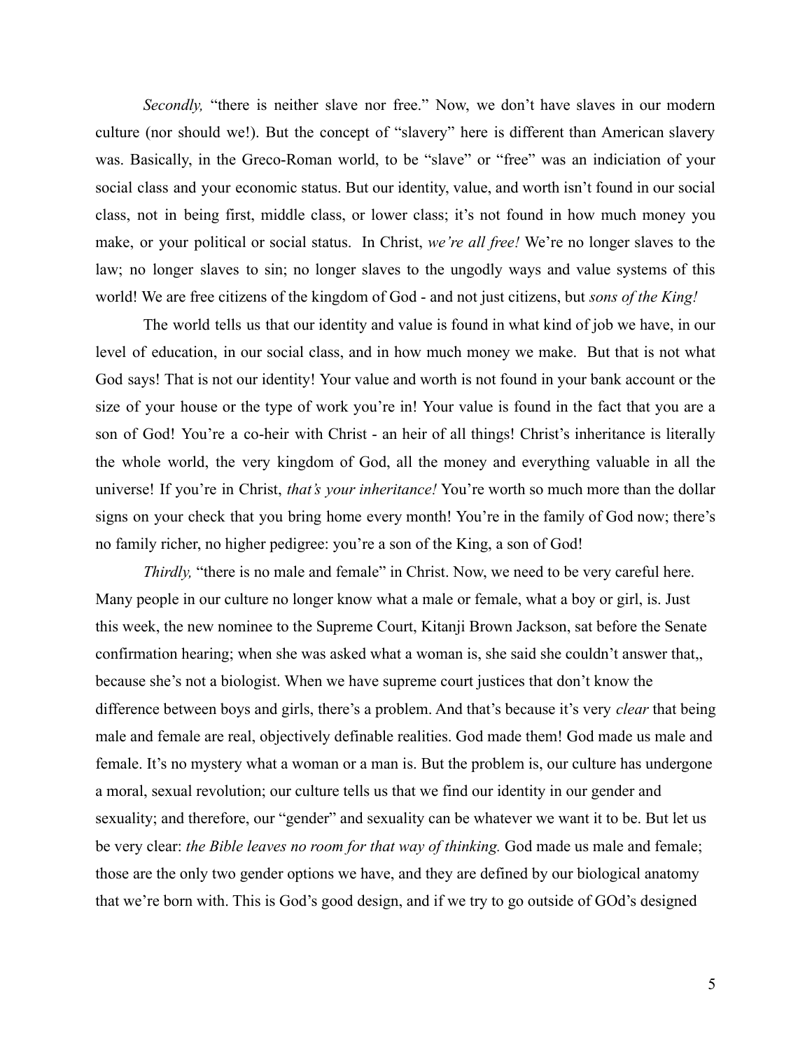*Secondly,* "there is neither slave nor free." Now, we don't have slaves in our modern culture (nor should we!). But the concept of "slavery" here is different than American slavery was. Basically, in the Greco-Roman world, to be "slave" or "free" was an indiciation of your social class and your economic status. But our identity, value, and worth isn't found in our social class, not in being first, middle class, or lower class; it's not found in how much money you make, or your political or social status. In Christ, *we're all free!* We're no longer slaves to the law; no longer slaves to sin; no longer slaves to the ungodly ways and value systems of this world! We are free citizens of the kingdom of God - and not just citizens, but *sons of the King!*

The world tells us that our identity and value is found in what kind of job we have, in our level of education, in our social class, and in how much money we make. But that is not what God says! That is not our identity! Your value and worth is not found in your bank account or the size of your house or the type of work you're in! Your value is found in the fact that you are a son of God! You're a co-heir with Christ - an heir of all things! Christ's inheritance is literally the whole world, the very kingdom of God, all the money and everything valuable in all the universe! If you're in Christ, *that's your inheritance!* You're worth so much more than the dollar signs on your check that you bring home every month! You're in the family of God now; there's no family richer, no higher pedigree: you're a son of the King, a son of God!

*Thirdly,* "there is no male and female" in Christ. Now, we need to be very careful here. Many people in our culture no longer know what a male or female, what a boy or girl, is. Just this week, the new nominee to the Supreme Court, Kitanji Brown Jackson, sat before the Senate confirmation hearing; when she was asked what a woman is, she said she couldn't answer that,, because she's not a biologist. When we have supreme court justices that don't know the difference between boys and girls, there's a problem. And that's because it's very *clear* that being male and female are real, objectively definable realities. God made them! God made us male and female. It's no mystery what a woman or a man is. But the problem is, our culture has undergone a moral, sexual revolution; our culture tells us that we find our identity in our gender and sexuality; and therefore, our "gender" and sexuality can be whatever we want it to be. But let us be very clear: *the Bible leaves no room for that way of thinking.* God made us male and female; those are the only two gender options we have, and they are defined by our biological anatomy that we're born with. This is God's good design, and if we try to go outside of GOd's designed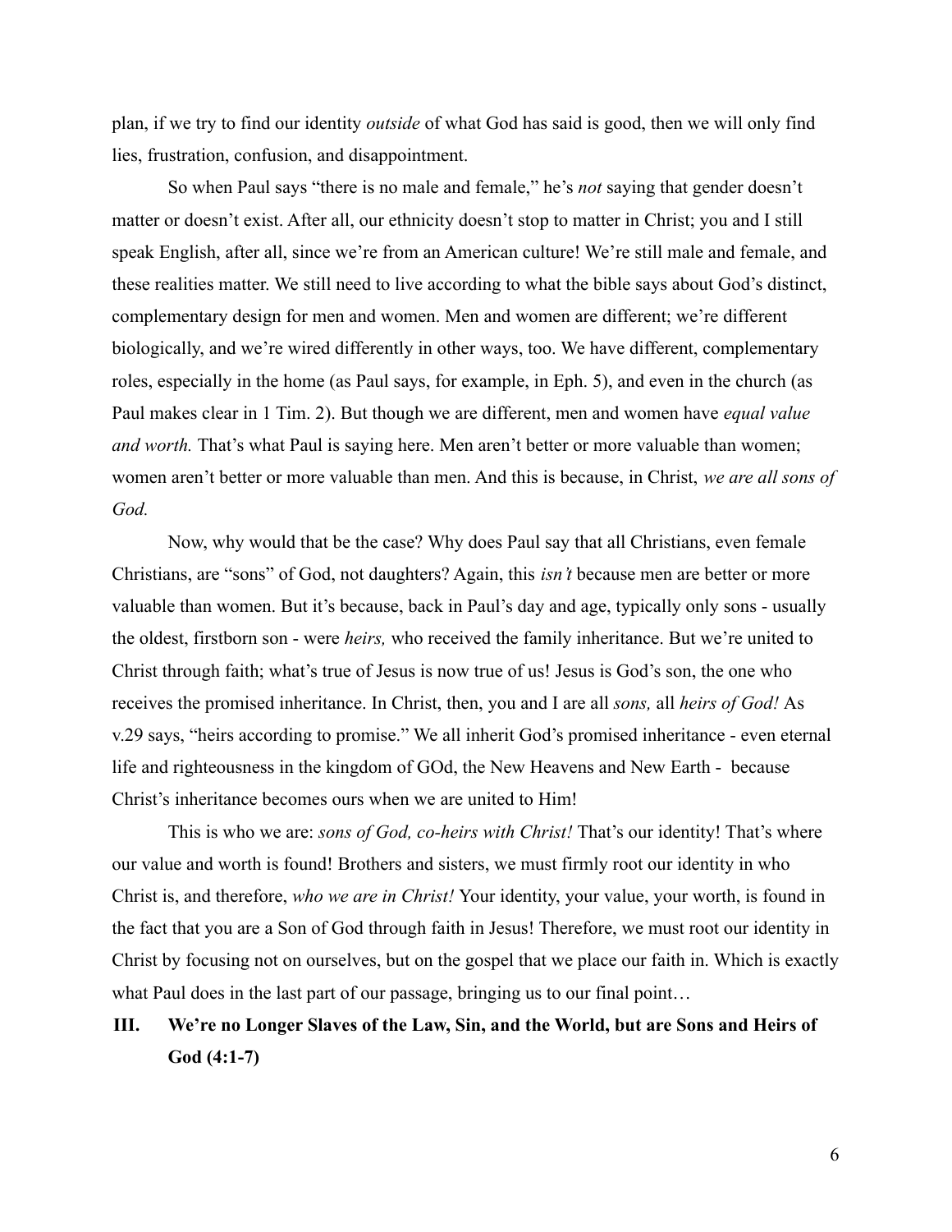plan, if we try to find our identity *outside* of what God has said is good, then we will only find lies, frustration, confusion, and disappointment.

So when Paul says "there is no male and female," he's *not* saying that gender doesn't matter or doesn't exist. After all, our ethnicity doesn't stop to matter in Christ; you and I still speak English, after all, since we're from an American culture! We're still male and female, and these realities matter. We still need to live according to what the bible says about God's distinct, complementary design for men and women. Men and women are different; we're different biologically, and we're wired differently in other ways, too. We have different, complementary roles, especially in the home (as Paul says, for example, in Eph. 5), and even in the church (as Paul makes clear in 1 Tim. 2). But though we are different, men and women have *equal value and worth.* That's what Paul is saying here. Men aren't better or more valuable than women; women aren't better or more valuable than men. And this is because, in Christ, *we are all sons of God.*

Now, why would that be the case? Why does Paul say that all Christians, even female Christians, are "sons" of God, not daughters? Again, this *isn't* because men are better or more valuable than women. But it's because, back in Paul's day and age, typically only sons - usually the oldest, firstborn son - were *heirs,* who received the family inheritance. But we're united to Christ through faith; what's true of Jesus is now true of us! Jesus is God's son, the one who receives the promised inheritance. In Christ, then, you and I are all *sons,* all *heirs of God!* As v.29 says, "heirs according to promise." We all inherit God's promised inheritance - even eternal life and righteousness in the kingdom of GOd, the New Heavens and New Earth - because Christ's inheritance becomes ours when we are united to Him!

This is who we are: *sons of God, co-heirs with Christ!* That's our identity! That's where our value and worth is found! Brothers and sisters, we must firmly root our identity in who Christ is, and therefore, *who we are in Christ!* Your identity, your value, your worth, is found in the fact that you are a Son of God through faith in Jesus! Therefore, we must root our identity in Christ by focusing not on ourselves, but on the gospel that we place our faith in. Which is exactly what Paul does in the last part of our passage, bringing us to our final point…

## III. We're no Longer Slaves of the Law, Sin, and the World, but are Sons and Heirs of God (4:1-7)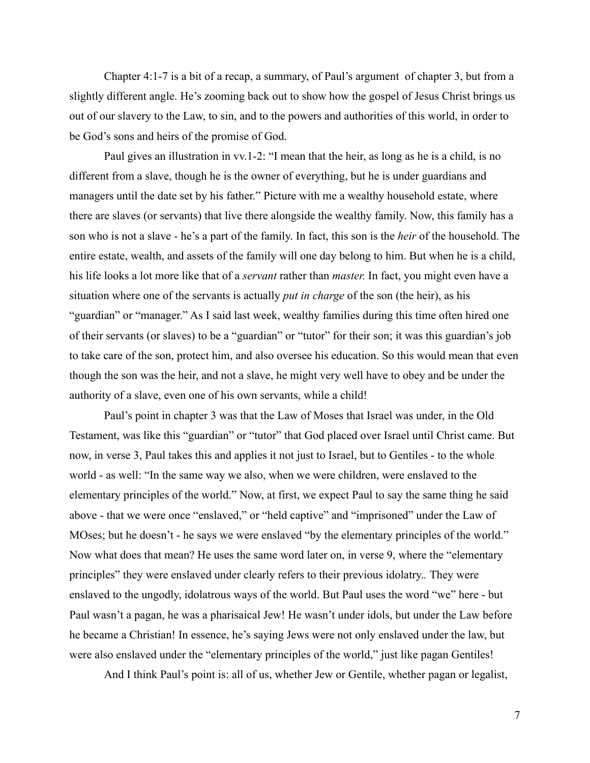Chapter 4:1-7 is a bit of a recap, a summary, of Paul's argument  of chapter 3, but from a slightly different angle. He's zooming back out to show how the gospel of Jesus Christ brings us out of our slavery to the Law, to sin, and to the powers and authorities of this world, in order to be God's sons and heirs of the promise of God.

Paul gives an illustration in vv.1-2: "I mean that the heir, as long as he is a child, is no different from a slave, though he is the owner of everything, but he is under guardians and managers until the date set by his father." Picture with me a wealthy household estate, where there are slaves (or servants) that live there alongside the wealthy family. Now, this family has a son who is not a slave - he's a part of the family. In fact, this son is the *heir* of the household. The entire estate, wealth, and assets of the family will one day belong to him. But when he is a child, his life looks a lot more like that of a *servant* rather than *master.* In fact, you might even have a situation where one of the servants is actually *put in charge* of the son (the heir), as his "guardian" or "manager." As I said last week, wealthy families during this time often hired one of their servants (or slaves) to be a "guardian" or "tutor" for their son; it was this guardian's job to take care of the son, protect him, and also oversee his education. So this would mean that even though the son was the heir, and not a slave, he might very well have to obey and be under the authority of a slave, even one of his own servants, while a child!

Paul's point in chapter 3 was that the Law of Moses that Israel was under, in the Old Testament, was like this "guardian" or "tutor" that God placed over Israel until Christ came. But now, in verse 3, Paul takes this and applies it not just to Israel, but to Gentiles - to the whole world - as well: "In the same way we also, when we were children, were enslaved to the elementary principles of the world." Now, at first, we expect Paul to say the same thing he said above - that we were once "enslaved," or "held captive" and "imprisoned" under the Law of MOses; but he doesn't - he says we were enslaved "by the elementary principles of the world." Now what does that mean? He uses the same word later on, in verse 9, where the "elementary principles" they were enslaved under clearly refers to their previous idolatry.. They were enslaved to the ungodly, idolatrous ways of the world. But Paul uses the word "we" here - but Paul wasn't a pagan, he was a pharisaical Jew! He wasn't under idols, but under the Law before he became a Christian! In essence, he's saying Jews were not only enslaved under the law, but were also enslaved under the "elementary principles of the world," just like pagan Gentiles!

And I think Paul's point is: all of us, whether Jew or Gentile, whether pagan or legalist,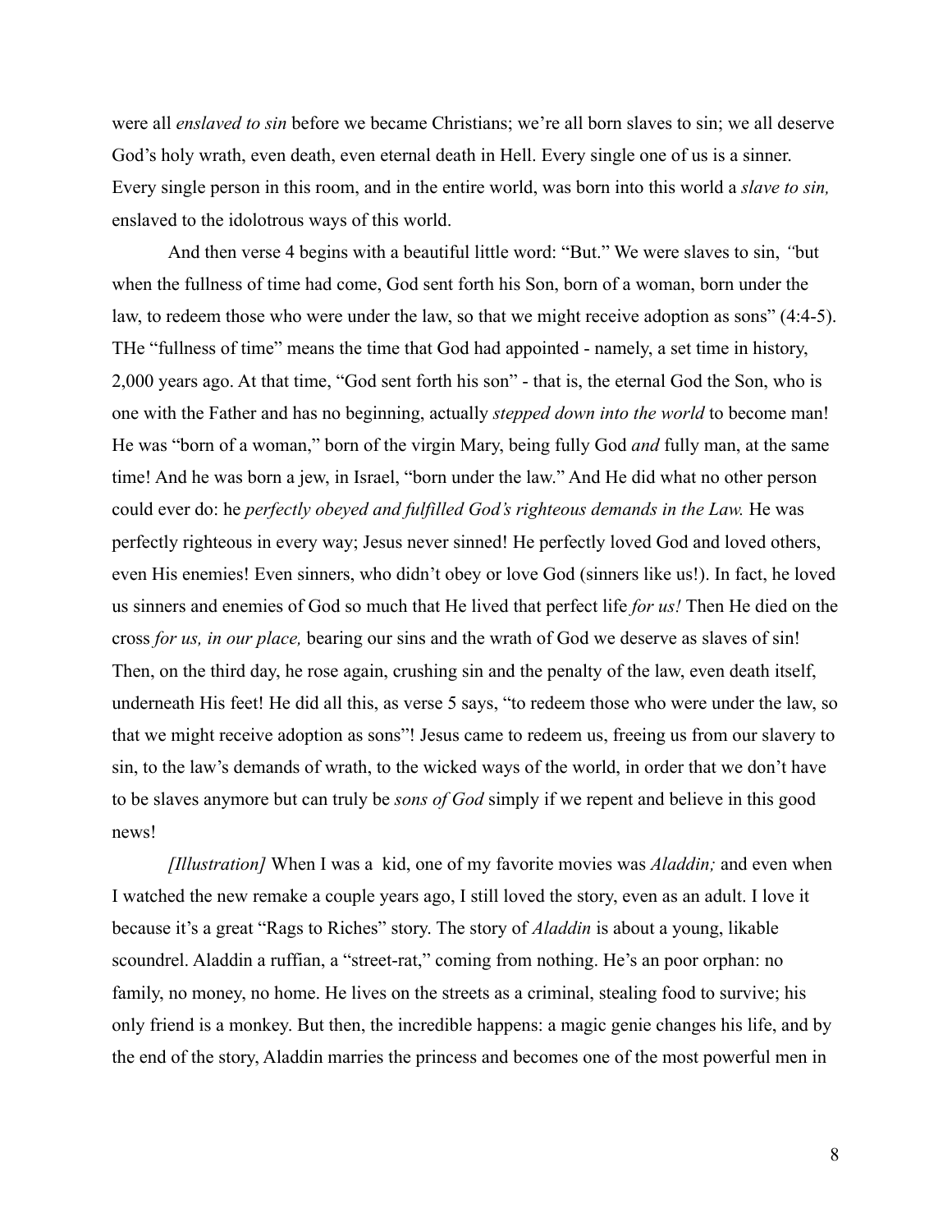were all *enslaved to sin* before we became Christians; we're all born slaves to sin; we all deserve God's holy wrath, even death, even eternal death in Hell. Every single one of us is a sinner. Every single person in this room, and in the entire world, was born into this world a *slave to sin,* enslaved to the idolotrous ways of this world.

And then verse 4 begins with a beautiful little word: "But." We were slaves to sin, *"*but when the fullness of time had come, God sent forth his Son, born of a woman, born under the law, to redeem those who were under the law, so that we might receive adoption as sons" (4:4-5). THe "fullness of time" means the time that God had appointed - namely, a set time in history, 2,000 years ago. At that time, "God sent forth his son" - that is, the eternal God the Son, who is one with the Father and has no beginning, actually *stepped down into the world* to become man! He was "born of a woman," born of the virgin Mary, being fully God *and* fully man, at the same time! And he was born a jew, in Israel, "born under the law." And He did what no other person could ever do: he *perfectly obeyed and fulfilled God's righteous demands in the Law.* He was perfectly righteous in every way; Jesus never sinned! He perfectly loved God and loved others, even His enemies! Even sinners, who didn't obey or love God (sinners like us!). In fact, he loved us sinners and enemies of God so much that He lived that perfect life *for us!* Then He died on the cross *for us, in our place,* bearing our sins and the wrath of God we deserve as slaves of sin! Then, on the third day, he rose again, crushing sin and the penalty of the law, even death itself, underneath His feet! He did all this, as verse 5 says, "to redeem those who were under the law, so that we might receive adoption as sons"! Jesus came to redeem us, freeing us from our slavery to sin, to the law's demands of wrath, to the wicked ways of the world, in order that we don't have to be slaves anymore but can truly be *sons of God* simply if we repent and believe in this good news!

*[Illustration]* When I was a kid, one of my favorite movies was *Aladdin;* and even when I watched the new remake a couple years ago, I still loved the story, even as an adult. I love it because it's a great "Rags to Riches" story. The story of *Aladdin* is about a young, likable scoundrel. Aladdin a ruffian, a "street-rat," coming from nothing. He's an poor orphan: no family, no money, no home. He lives on the streets as a criminal, stealing food to survive; his only friend is a monkey. But then, the incredible happens: a magic genie changes his life, and by the end of the story, Aladdin marries the princess and becomes one of the most powerful men in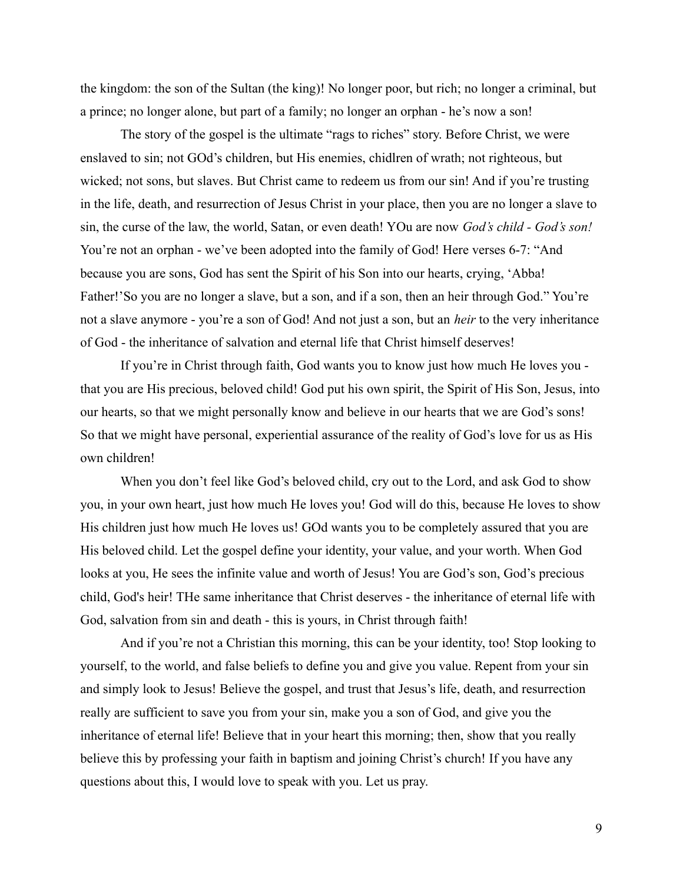the kingdom: the son of the Sultan (the king)! No longer poor, but rich; no longer a criminal, but a prince; no longer alone, but part of a family; no longer an orphan - he's now a son!

The story of the gospel is the ultimate "rags to riches" story. Before Christ, we were enslaved to sin; not GOd's children, but His enemies, chidlren of wrath; not righteous, but wicked; not sons, but slaves. But Christ came to redeem us from our sin! And if you're trusting in the life, death, and resurrection of Jesus Christ in your place, then you are no longer a slave to sin, the curse of the law, the world, Satan, or even death! YOu are now *God's child - God's son!* You're not an orphan - we've been adopted into the family of God! Here verses 6-7: "And because you are sons, God has sent the Spirit of his Son into our hearts, crying, 'Abba! Father!' So you are no longer a slave, but a son, and if a son, then an heir through God." You're not a slave anymore - you're a son of God! And not just a son, but an *heir* to the very inheritance of God - the inheritance of salvation and eternal life that Christ himself deserves!

If you're in Christ through faith, God wants you to know just how much He loves you - that you are His precious, beloved child! God put his own spirit, the Spirit of His Son, Jesus, into our hearts, so that we might personally know and believe in our hearts that we are God's sons! So that we might have personal, experiential assurance of the reality of God's love for us as His own children!

When you don't feel like God's beloved child, cry out to the Lord, and ask God to show you, in your own heart, just how much He loves you! God will do this, because He loves to show His children just how much He loves us! GOd wants you to be completely assured that you are His beloved child. Let the gospel define your identity, your value, and your worth. When God looks at you, He sees the infinite value and worth of Jesus! You are God's son, God's precious child, God's heir! THe same inheritance that Christ deserves - the inheritance of eternal life with God, salvation from sin and death - this is yours, in Christ through faith!

And if you're not a Christian this morning, this can be your identity, too! Stop looking to yourself, to the world, and false beliefs to define you and give you value. Repent from your sin and simply look to Jesus! Believe the gospel, and trust that Jesus's life, death, and resurrection really are sufficient to save you from your sin, make you a son of God, and give you the inheritance of eternal life! Believe that in your heart this morning; then, show that you really believe this by professing your faith in baptism and joining Christ's church! If you have any questions about this, I would love to speak with you. Let us pray.